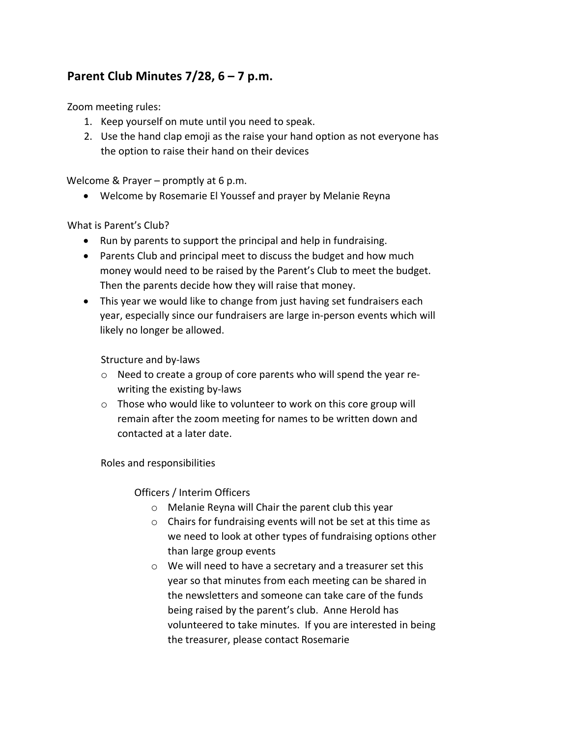## Parent Club Minutes 7/28, 6 – 7 p.m.

Zoom meeting rules:

1. Keep yourself on mute until you need to speak.
2. Use the hand clap emoji as the raise your hand option as not everyone has the option to raise their hand on their devices

Welcome & Prayer – promptly at 6 p.m.

- Welcome by Rosemarie El Youssef and prayer by Melanie Reyna

What is Parent's Club?

- Run by parents to support the principal and help in fundraising.
- Parents Club and principal meet to discuss the budget and how much money would need to be raised by the Parent's Club to meet the budget. Then the parents decide how they will raise that money.
- This year we would like to change from just having set fundraisers each year, especially since our fundraisers are large in-person events which will likely no longer be allowed.

Structure and by-laws

- Need to create a group of core parents who will spend the year re-writing the existing by-laws
- Those who would like to volunteer to work on this core group will remain after the zoom meeting for names to be written down and contacted at a later date.

Roles and responsibilities

Officers / Interim Officers

- Melanie Reyna will Chair the parent club this year
- Chairs for fundraising events will not be set at this time as we need to look at other types of fundraising options other than large group events
- We will need to have a secretary and a treasurer set this year so that minutes from each meeting can be shared in the newsletters and someone can take care of the funds being raised by the parent's club. Anne Herold has volunteered to take minutes. If you are interested in being the treasurer, please contact Rosemarie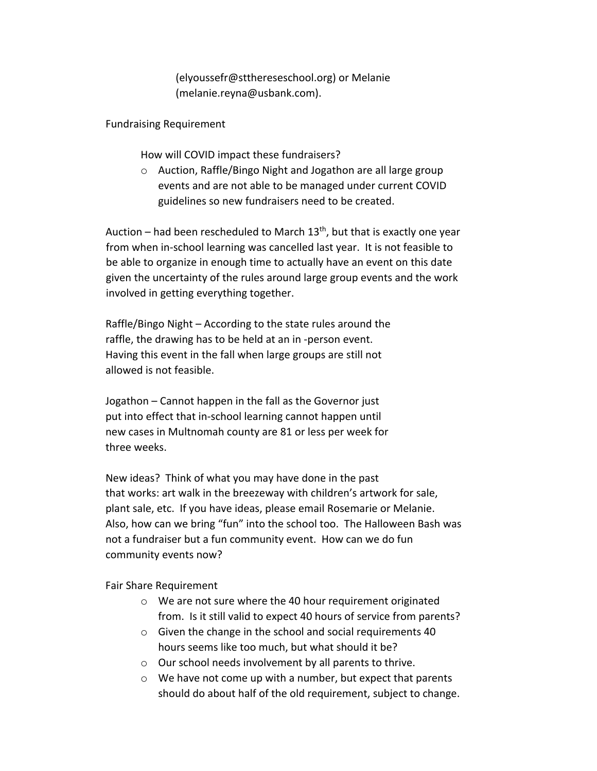(elyoussefr@stthereseschool.org) or Melanie (melanie.reyna@usbank.com).

Fundraising Requirement

How will COVID impact these fundraisers?

- Auction, Raffle/Bingo Night and Jogathon are all large group events and are not able to be managed under current COVID guidelines so new fundraisers need to be created.

Auction – had been rescheduled to March 13th, but that is exactly one year from when in-school learning was cancelled last year. It is not feasible to be able to organize in enough time to actually have an event on this date given the uncertainty of the rules around large group events and the work involved in getting everything together.

Raffle/Bingo Night – According to the state rules around the raffle, the drawing has to be held at an in -person event. Having this event in the fall when large groups are still not allowed is not feasible.

Jogathon – Cannot happen in the fall as the Governor just put into effect that in-school learning cannot happen until new cases in Multnomah county are 81 or less per week for three weeks.

New ideas? Think of what you may have done in the past that works: art walk in the breezeway with children's artwork for sale, plant sale, etc. If you have ideas, please email Rosemarie or Melanie. Also, how can we bring "fun" into the school too. The Halloween Bash was not a fundraiser but a fun community event. How can we do fun community events now?

Fair Share Requirement

- We are not sure where the 40 hour requirement originated from. Is it still valid to expect 40 hours of service from parents?
- Given the change in the school and social requirements 40 hours seems like too much, but what should it be?
- Our school needs involvement by all parents to thrive.
- We have not come up with a number, but expect that parents should do about half of the old requirement, subject to change.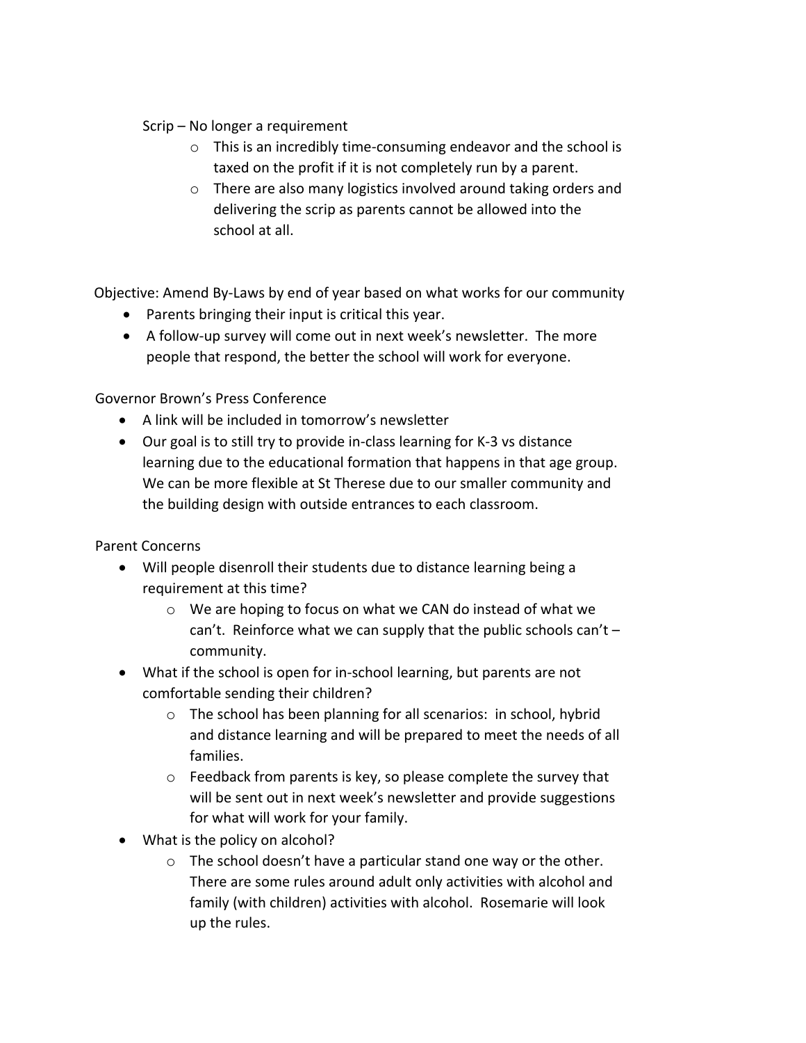Scrip – No longer a requirement

- This is an incredibly time-consuming endeavor and the school is taxed on the profit if it is not completely run by a parent.
- There are also many logistics involved around taking orders and delivering the scrip as parents cannot be allowed into the school at all.

Objective: Amend By-Laws by end of year based on what works for our community

- Parents bringing their input is critical this year.
- A follow-up survey will come out in next week's newsletter. The more people that respond, the better the school will work for everyone.

Governor Brown's Press Conference

- A link will be included in tomorrow's newsletter
- Our goal is to still try to provide in-class learning for K-3 vs distance learning due to the educational formation that happens in that age group. We can be more flexible at St Therese due to our smaller community and the building design with outside entrances to each classroom.

Parent Concerns

- Will people disenroll their students due to distance learning being a requirement at this time?
  - We are hoping to focus on what we CAN do instead of what we can't. Reinforce what we can supply that the public schools can't – community.
- What if the school is open for in-school learning, but parents are not comfortable sending their children?
  - The school has been planning for all scenarios: in school, hybrid and distance learning and will be prepared to meet the needs of all families.
  - Feedback from parents is key, so please complete the survey that will be sent out in next week's newsletter and provide suggestions for what will work for your family.
- What is the policy on alcohol?
  - The school doesn't have a particular stand one way or the other. There are some rules around adult only activities with alcohol and family (with children) activities with alcohol. Rosemarie will look up the rules.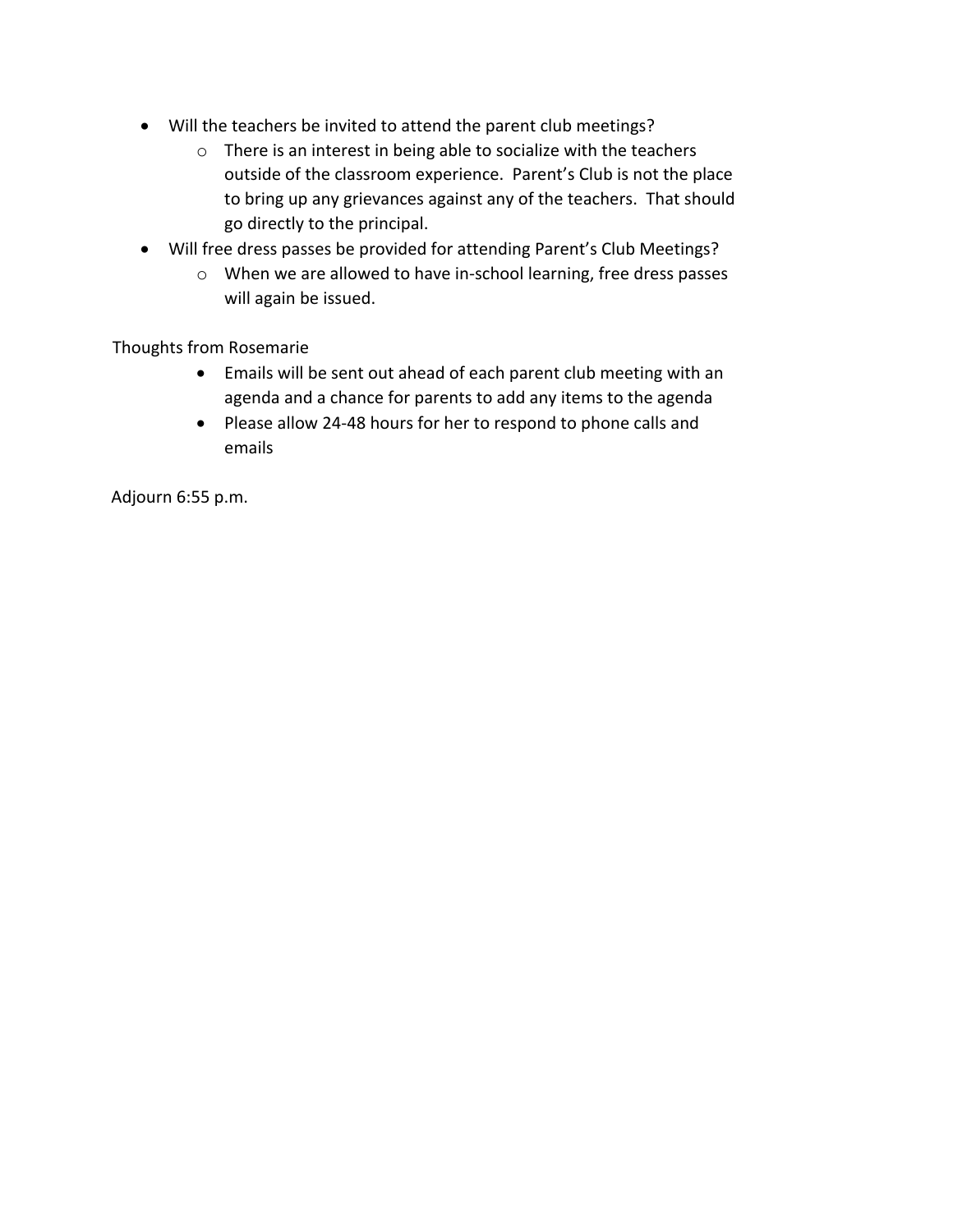- Will the teachers be invited to attend the parent club meetings?
    - There is an interest in being able to socialize with the teachers outside of the classroom experience. Parent's Club is not the place to bring up any grievances against any of the teachers. That should go directly to the principal.
- Will free dress passes be provided for attending Parent's Club Meetings?
    - When we are allowed to have in-school learning, free dress passes will again be issued.

Thoughts from Rosemarie

- Emails will be sent out ahead of each parent club meeting with an agenda and a chance for parents to add any items to the agenda
- Please allow 24-48 hours for her to respond to phone calls and emails

Adjourn 6:55 p.m.